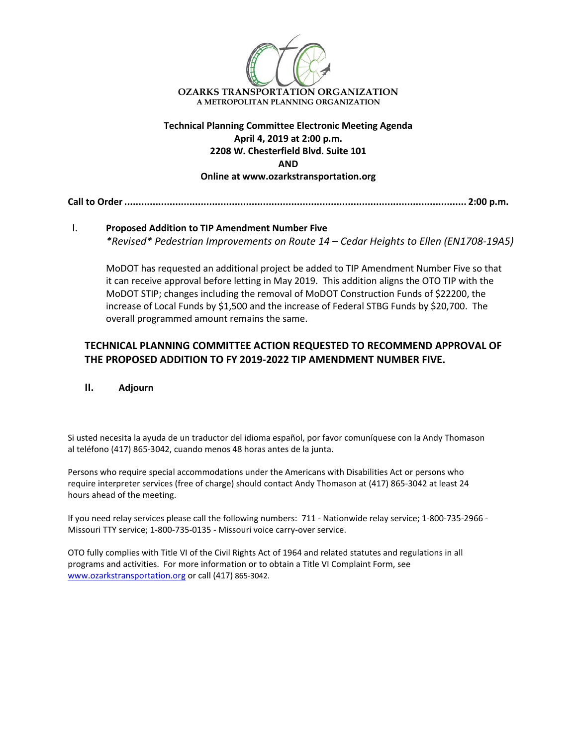**OZARKS TRANSPORTATION ORGANIZATION**
**A METROPOLITAN PLANNING ORGANIZATION**

**Technical Planning Committee Electronic Meeting Agenda**
**April 4, 2019 at 2:00 p.m.**
**2208 W. Chesterfield Blvd. Suite 101**
**AND**
**Online at www.ozarkstransportation.org**

**Call to Order ........................................................................................................................ 2:00 p.m.**

I. **Proposed Addition to TIP Amendment Number Five**
*\*Revised\* Pedestrian Improvements on Route 14 – Cedar Heights to Ellen (EN1708-19A5)*

MoDOT has requested an additional project be added to TIP Amendment Number Five so that it can receive approval before letting in May 2019. This addition aligns the OTO TIP with the MoDOT STIP; changes including the removal of MoDOT Construction Funds of $22200, the increase of Local Funds by $1,500 and the increase of Federal STBG Funds by $20,700. The overall programmed amount remains the same.

**TECHNICAL PLANNING COMMITTEE ACTION REQUESTED TO RECOMMEND APPROVAL OF THE PROPOSED ADDITION TO FY 2019-2022 TIP AMENDMENT NUMBER FIVE.**

**II. Adjourn**

Si usted necesita la ayuda de un traductor del idioma español, por favor comuníquese con la Andy Thomason al teléfono (417) 865-3042, cuando menos 48 horas antes de la junta.

Persons who require special accommodations under the Americans with Disabilities Act or persons who require interpreter services (free of charge) should contact Andy Thomason at (417) 865-3042 at least 24 hours ahead of the meeting.

If you need relay services please call the following numbers: 711 - Nationwide relay service; 1-800-735-2966 - Missouri TTY service; 1-800-735-0135 - Missouri voice carry-over service.

OTO fully complies with Title VI of the Civil Rights Act of 1964 and related statutes and regulations in all programs and activities. For more information or to obtain a Title VI Complaint Form, see www.ozarkstransportation.org or call (417) 865-3042.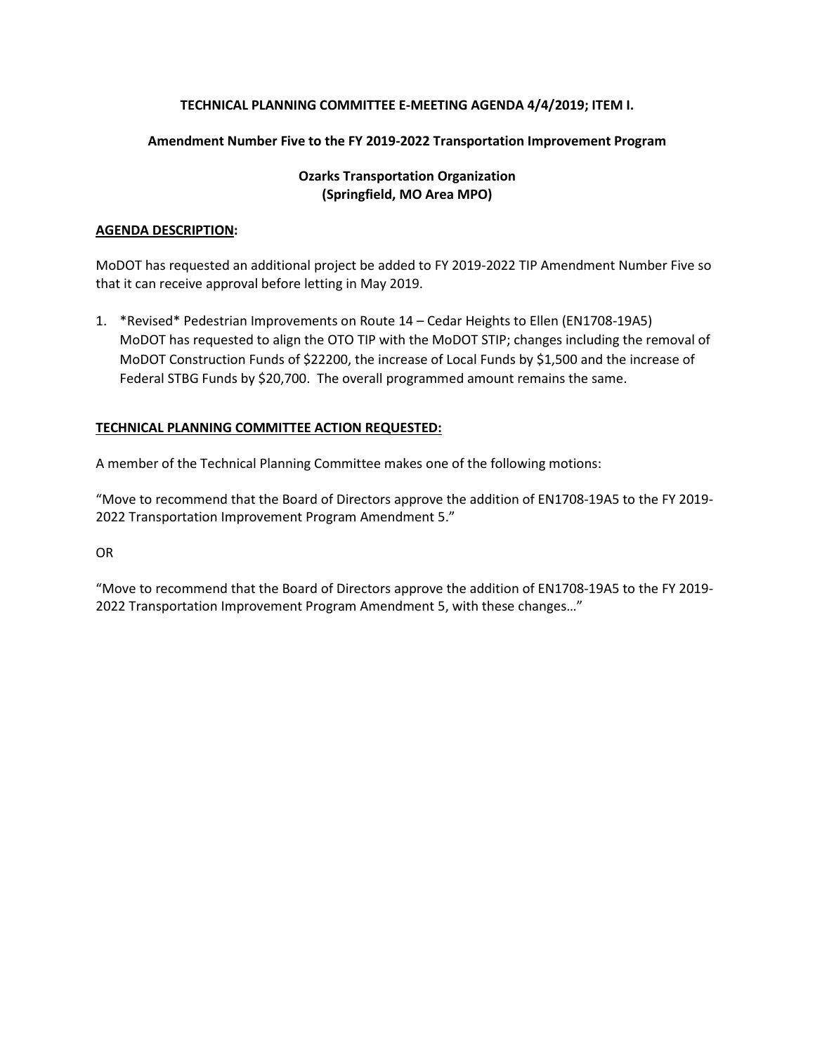**TECHNICAL PLANNING COMMITTEE E-MEETING AGENDA 4/4/2019; ITEM I.**

**Amendment Number Five to the FY 2019-2022 Transportation Improvement Program**

**Ozarks Transportation Organization**
**(Springfield, MO Area MPO)**

**AGENDA DESCRIPTION:**

MoDOT has requested an additional project be added to FY 2019-2022 TIP Amendment Number Five so that it can receive approval before letting in May 2019.

1. *Revised* Pedestrian Improvements on Route 14 – Cedar Heights to Ellen (EN1708-19A5)
   MoDOT has requested to align the OTO TIP with the MoDOT STIP; changes including the removal of MoDOT Construction Funds of $22200, the increase of Local Funds by $1,500 and the increase of Federal STBG Funds by $20,700. The overall programmed amount remains the same.

**TECHNICAL PLANNING COMMITTEE ACTION REQUESTED:**

A member of the Technical Planning Committee makes one of the following motions:

"Move to recommend that the Board of Directors approve the addition of EN1708-19A5 to the FY 2019-2022 Transportation Improvement Program Amendment 5."

OR

"Move to recommend that the Board of Directors approve the addition of EN1708-19A5 to the FY 2019-2022 Transportation Improvement Program Amendment 5, with these changes…"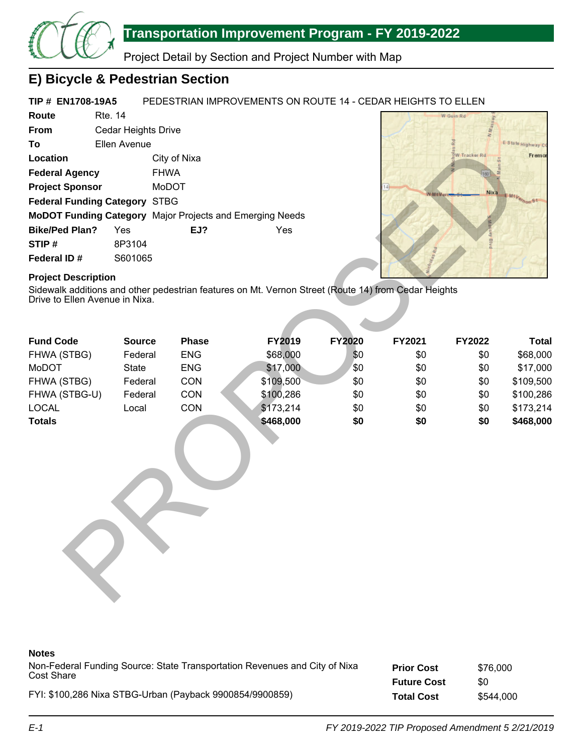## Transportation Improvement Program - FY 2019-2022

Project Detail by Section and Project Number with Map

## E) Bicycle & Pedestrian Section

**TIP # EN1708-19A5** PEDESTRIAN IMPROVEMENTS ON ROUTE 14 - CEDAR HEIGHTS TO ELLEN

**Route** Rte. 14
**From** Cedar Heights Drive
**To** Ellen Avenue
**Location** City of Nixa
**Federal Agency** FHWA
**Project Sponsor** MoDOT
**Federal Funding Category** STBG
**MoDOT Funding Category** Major Projects and Emerging Needs
**Bike/Ped Plan?** Yes **EJ?** Yes
**STIP #** 8P3104
**Federal ID #** S601065

**Project Description**

Sidewalk additions and other pedestrian features on Mt. Vernon Street (Route 14) from Cedar Heights Drive to Ellen Avenue in Nixa.

| Fund Code | Source | Phase | FY2019 | FY2020 | FY2021 | FY2022 | Total |
|---|---|---|---|---|---|---|---|
| FHWA (STBG) | Federal | ENG | $68,000 | $0 | $0 | $0 | $68,000 |
| MoDOT | State | ENG | $17,000 | $0 | $0 | $0 | $17,000 |
| FHWA (STBG) | Federal | CON | $109,500 | $0 | $0 | $0 | $109,500 |
| FHWA (STBG-U) | Federal | CON | $100,286 | $0 | $0 | $0 | $100,286 |
| LOCAL | Local | CON | $173,214 | $0 | $0 | $0 | $173,214 |
| **Totals** | | | **$468,000** | **$0** | **$0** | **$0** | **$468,000** |

**Notes**

Non-Federal Funding Source: State Transportation Revenues and City of Nixa Cost Share

FYI: $100,286 Nixa STBG-Urban (Payback 9900854/9900859)

| | |
|---|---|
| **Prior Cost** | $76,000 |
| **Future Cost** | $0 |
| **Total Cost** | $544,000 |

PROPOSED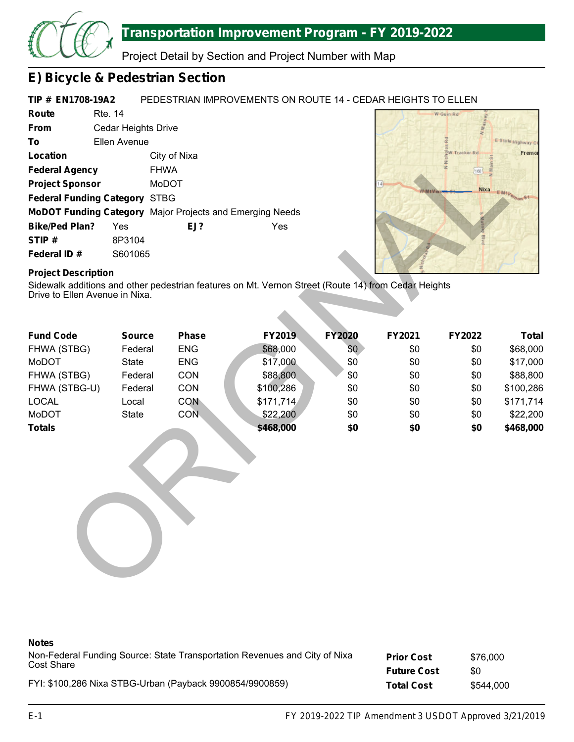# Transportation Improvement Program - FY 2019-2022

Project Detail by Section and Project Number with Map

## E) Bicycle & Pedestrian Section

**TIP # EN1708-19A2** PEDESTRIAN IMPROVEMENTS ON ROUTE 14 - CEDAR HEIGHTS TO ELLEN

**Route** Rte. 14
**From** Cedar Heights Drive
**To** Ellen Avenue
**Location** City of Nixa
**Federal Agency** FHWA
**Project Sponsor** MoDOT
**Federal Funding Category** STBG
**MoDOT Funding Category** Major Projects and Emerging Needs
**Bike/Ped Plan?** Yes **EJ?** Yes
**STIP #** 8P3104
**Federal ID #** S601065

### Project Description

Sidewalk additions and other pedestrian features on Mt. Vernon Street (Route 14) from Cedar Heights Drive to Ellen Avenue in Nixa.

| Fund Code | Source | Phase | FY2019 | FY2020 | FY2021 | FY2022 | Total |
|---|---|---|---|---|---|---|---|
| FHWA (STBG) | Federal | ENG | $68,000 | $0 | $0 | $0 | $68,000 |
| MoDOT | State | ENG | $17,000 | $0 | $0 | $0 | $17,000 |
| FHWA (STBG) | Federal | CON | $88,800 | $0 | $0 | $0 | $88,800 |
| FHWA (STBG-U) | Federal | CON | $100,286 | $0 | $0 | $0 | $100,286 |
| LOCAL | Local | CON | $171,714 | $0 | $0 | $0 | $171,714 |
| MoDOT | State | CON | $22,200 | $0 | $0 | $0 | $22,200 |
| **Totals** | | | **$468,000** | **$0** | **$0** | **$0** | **$468,000** |

ORIGINAL

### Notes

Non-Federal Funding Source: State Transportation Revenues and City of Nixa Cost Share

FYI: $100,286 Nixa STBG-Urban (Payback 9900854/9900859)

| | |
|---|---|
| **Prior Cost** | $76,000 |
| **Future Cost** | $0 |
| **Total Cost** | $544,000 |

FY 2019-2022 TIP Amendment 3 USDOT Approved 3/21/2019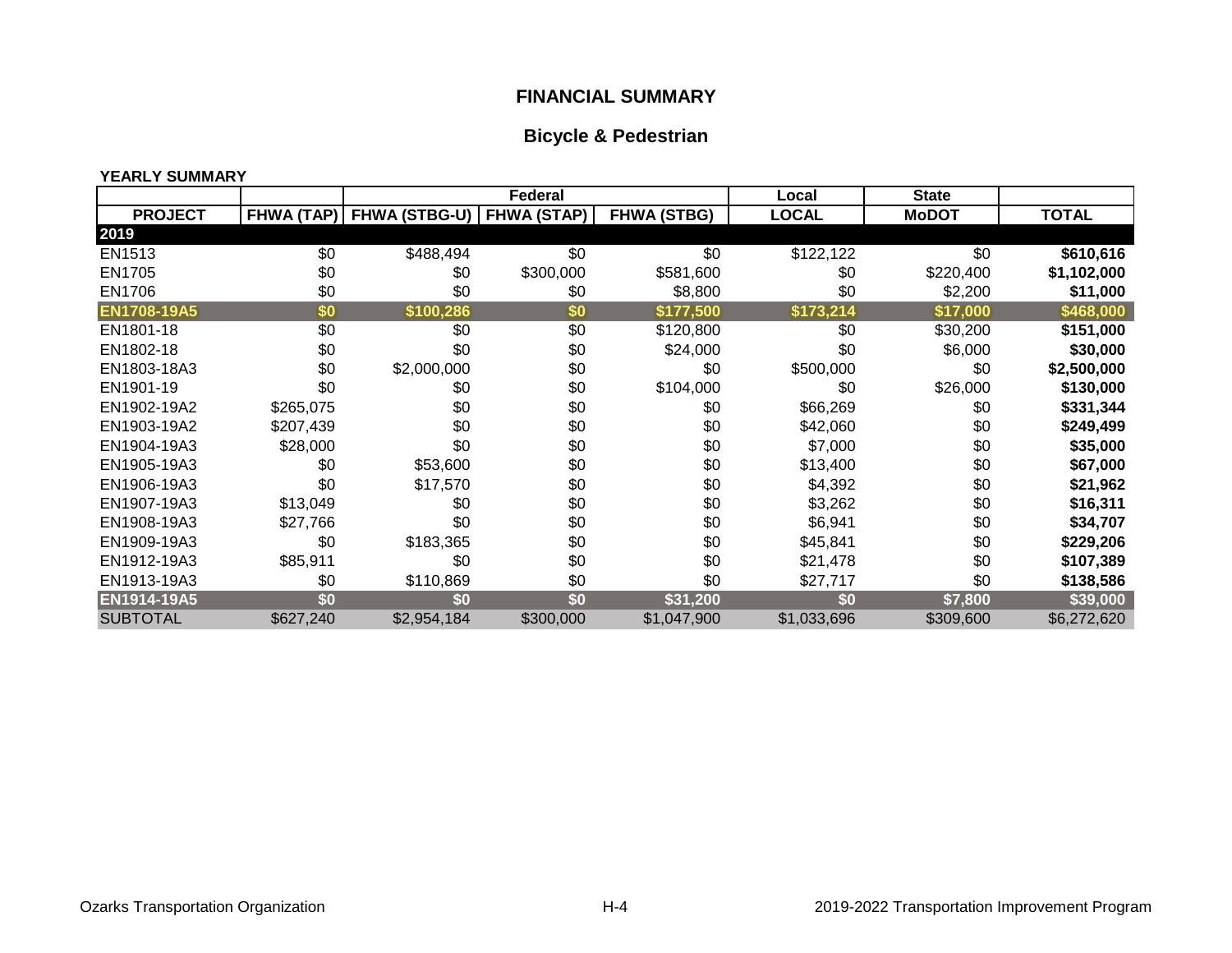## FINANCIAL SUMMARY

## Bicycle & Pedestrian

**YEARLY SUMMARY**

| | | Federal | | | Local | State | |
|---|---|---|---|---|---|---|---|
| **PROJECT** | **FHWA (TAP)** | **FHWA (STBG-U)** | **FHWA (STAP)** | **FHWA (STBG)** | **LOCAL** | **MoDOT** | **TOTAL** |
| **2019** | | | | | | | |
| EN1513 | $0 | $488,494 | $0 | $0 | $122,122 | $0 | **$610,616** |
| EN1705 | $0 | $0 | $300,000 | $581,600 | $0 | $220,400 | **$1,102,000** |
| EN1706 | $0 | $0 | $0 | $8,800 | $0 | $2,200 | **$11,000** |
| **EN1708-19A5** | **$0** | **$100,286** | **$0** | **$177,500** | **$173,214** | **$17,000** | **$468,000** |
| EN1801-18 | $0 | $0 | $0 | $120,800 | $0 | $30,200 | **$151,000** |
| EN1802-18 | $0 | $0 | $0 | $24,000 | $0 | $6,000 | **$30,000** |
| EN1803-18A3 | $0 | $2,000,000 | $0 | $0 | $500,000 | $0 | **$2,500,000** |
| EN1901-19 | $0 | $0 | $0 | $104,000 | $0 | $26,000 | **$130,000** |
| EN1902-19A2 | $265,075 | $0 | $0 | $0 | $66,269 | $0 | **$331,344** |
| EN1903-19A2 | $207,439 | $0 | $0 | $0 | $42,060 | $0 | **$249,499** |
| EN1904-19A3 | $28,000 | $0 | $0 | $0 | $7,000 | $0 | **$35,000** |
| EN1905-19A3 | $0 | $53,600 | $0 | $0 | $13,400 | $0 | **$67,000** |
| EN1906-19A3 | $0 | $17,570 | $0 | $0 | $4,392 | $0 | **$21,962** |
| EN1907-19A3 | $13,049 | $0 | $0 | $0 | $3,262 | $0 | **$16,311** |
| EN1908-19A3 | $27,766 | $0 | $0 | $0 | $6,941 | $0 | **$34,707** |
| EN1909-19A3 | $0 | $183,365 | $0 | $0 | $45,841 | $0 | **$229,206** |
| EN1912-19A3 | $85,911 | $0 | $0 | $0 | $21,478 | $0 | **$107,389** |
| EN1913-19A3 | $0 | $110,869 | $0 | $0 | $27,717 | $0 | **$138,586** |
| **EN1914-19A5** | **$0** | **$0** | **$0** | **$31,200** | **$0** | **$7,800** | **$39,000** |
| SUBTOTAL | $627,240 | $2,954,184 | $300,000 | $1,047,900 | $1,033,696 | $309,600 | $6,272,620 |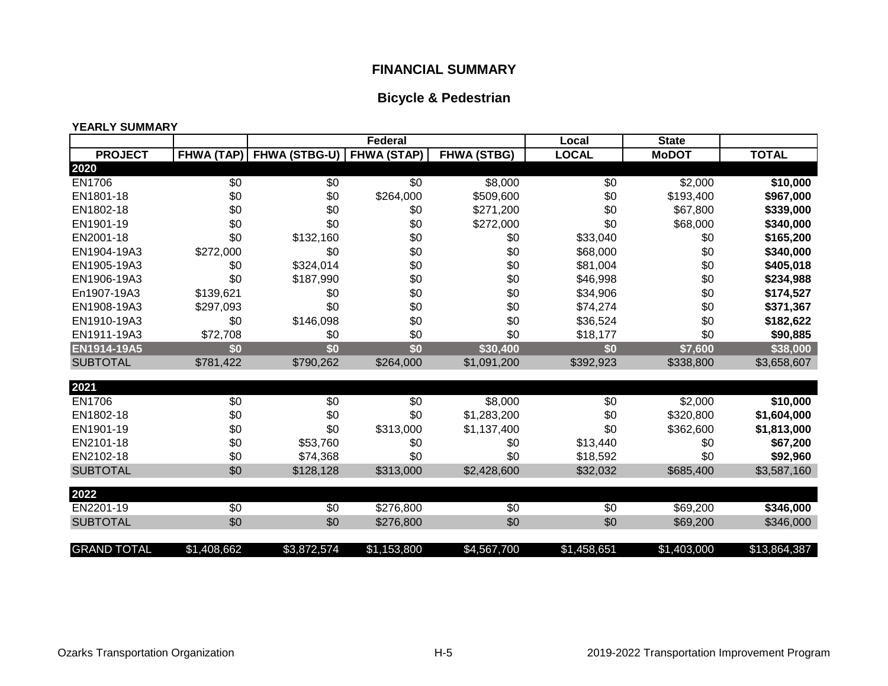## FINANCIAL SUMMARY

### Bicycle & Pedestrian

**YEARLY SUMMARY**

| | | Federal | | | Local | State | |
|---|---|---|---|---|---|---|---|
| **PROJECT** | **FHWA (TAP)** | **FHWA (STBG-U)** | **FHWA (STAP)** | **FHWA (STBG)** | **LOCAL** | **MoDOT** | **TOTAL** |
| **2020** | | | | | | | |
| EN1706 | $0 | $0 | $0 | $8,000 | $0 | $2,000 | **$10,000** |
| EN1801-18 | $0 | $0 | $264,000 | $509,600 | $0 | $193,400 | **$967,000** |
| EN1802-18 | $0 | $0 | $0 | $271,200 | $0 | $67,800 | **$339,000** |
| EN1901-19 | $0 | $0 | $0 | $272,000 | $0 | $68,000 | **$340,000** |
| EN2001-18 | $0 | $132,160 | $0 | $0 | $33,040 | $0 | **$165,200** |
| EN1904-19A3 | $272,000 | $0 | $0 | $0 | $68,000 | $0 | **$340,000** |
| EN1905-19A3 | $0 | $324,014 | $0 | $0 | $81,004 | $0 | **$405,018** |
| EN1906-19A3 | $0 | $187,990 | $0 | $0 | $46,998 | $0 | **$234,988** |
| En1907-19A3 | $139,621 | $0 | $0 | $0 | $34,906 | $0 | **$174,527** |
| EN1908-19A3 | $297,093 | $0 | $0 | $0 | $74,274 | $0 | **$371,367** |
| EN1910-19A3 | $0 | $146,098 | $0 | $0 | $36,524 | $0 | **$182,622** |
| EN1911-19A3 | $72,708 | $0 | $0 | $0 | $18,177 | $0 | **$90,885** |
| **EN1914-19A5** | **$0** | **$0** | **$0** | **$30,400** | **$0** | **$7,600** | **$38,000** |
| SUBTOTAL | $781,422 | $790,262 | $264,000 | $1,091,200 | $392,923 | $338,800 | $3,658,607 |
| **2021** | | | | | | | |
| EN1706 | $0 | $0 | $0 | $8,000 | $0 | $2,000 | **$10,000** |
| EN1802-18 | $0 | $0 | $0 | $1,283,200 | $0 | $320,800 | **$1,604,000** |
| EN1901-19 | $0 | $0 | $313,000 | $1,137,400 | $0 | $362,600 | **$1,813,000** |
| EN2101-18 | $0 | $53,760 | $0 | $0 | $13,440 | $0 | **$67,200** |
| EN2102-18 | $0 | $74,368 | $0 | $0 | $18,592 | $0 | **$92,960** |
| SUBTOTAL | $0 | $128,128 | $313,000 | $2,428,600 | $32,032 | $685,400 | $3,587,160 |
| **2022** | | | | | | | |
| EN2201-19 | $0 | $0 | $276,800 | $0 | $0 | $69,200 | **$346,000** |
| SUBTOTAL | $0 | $0 | $276,800 | $0 | $0 | $69,200 | $346,000 |
| GRAND TOTAL | $1,408,662 | $3,872,574 | $1,153,800 | $4,567,700 | $1,458,651 | $1,403,000 | $13,864,387 |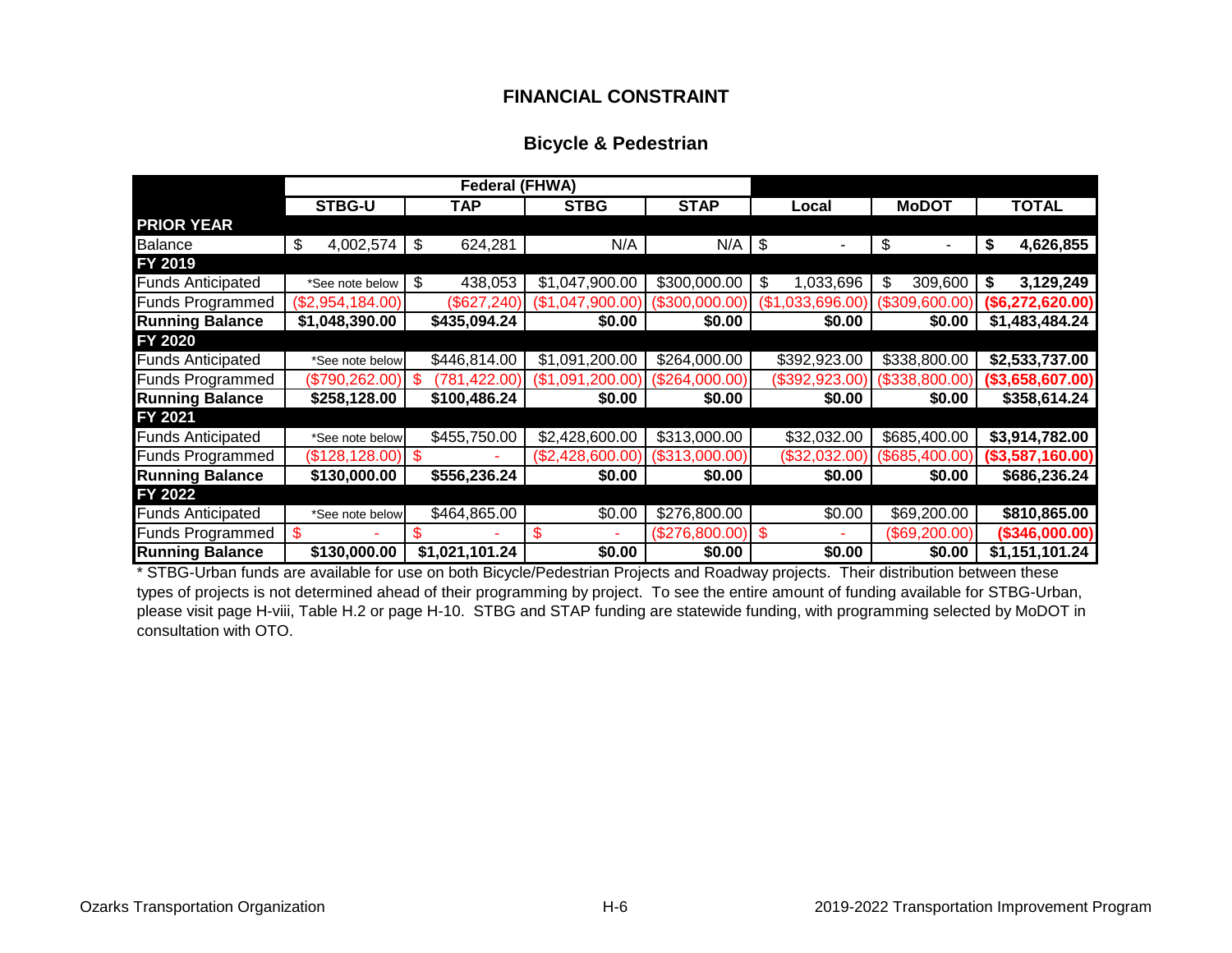## FINANCIAL CONSTRAINT

### Bicycle & Pedestrian

| | Federal (FHWA) | | | | | | |
|---|---|---|---|---|---|---|---|
| | STBG-U | TAP | STBG | STAP | Local | MoDOT | TOTAL |
| **PRIOR YEAR** | | | | | | | |
| Balance | $ 4,002,574 | $ 624,281 | N/A | N/A | $ - | $ - | **$ 4,626,855** |
| **FY 2019** | | | | | | | |
| Funds Anticipated | *See note below | $ 438,053 | $1,047,900.00 | $300,000.00 | $ 1,033,696 | $ 309,600 | **$ 3,129,249** |
| Funds Programmed | ($2,954,184.00) | ($627,240) | ($1,047,900.00) | ($300,000.00) | ($1,033,696.00) | ($309,600.00) | **($6,272,620.00)** |
| **Running Balance** | **$1,048,390.00** | **$435,094.24** | **$0.00** | **$0.00** | **$0.00** | **$0.00** | **$1,483,484.24** |
| **FY 2020** | | | | | | | |
| Funds Anticipated | *See note below | $446,814.00 | $1,091,200.00 | $264,000.00 | $392,923.00 | $338,800.00 | **$2,533,737.00** |
| Funds Programmed | ($790,262.00) | $ (781,422.00) | ($1,091,200.00) | ($264,000.00) | ($392,923.00) | ($338,800.00) | **($3,658,607.00)** |
| **Running Balance** | **$258,128.00** | **$100,486.24** | **$0.00** | **$0.00** | **$0.00** | **$0.00** | **$358,614.24** |
| **FY 2021** | | | | | | | |
| Funds Anticipated | *See note below | $455,750.00 | $2,428,600.00 | $313,000.00 | $32,032.00 | $685,400.00 | **$3,914,782.00** |
| Funds Programmed | ($128,128.00) | $ - | ($2,428,600.00) | ($313,000.00) | ($32,032.00) | ($685,400.00) | **($3,587,160.00)** |
| **Running Balance** | **$130,000.00** | **$556,236.24** | **$0.00** | **$0.00** | **$0.00** | **$0.00** | **$686,236.24** |
| **FY 2022** | | | | | | | |
| Funds Anticipated | *See note below | $464,865.00 | $0.00 | $276,800.00 | $0.00 | $69,200.00 | **$810,865.00** |
| Funds Programmed | $ - | $ - | $ - | ($276,800.00) | $ - | ($69,200.00) | **($346,000.00)** |
| **Running Balance** | **$130,000.00** | **$1,021,101.24** | **$0.00** | **$0.00** | **$0.00** | **$0.00** | **$1,151,101.24** |

* STBG-Urban funds are available for use on both Bicycle/Pedestrian Projects and Roadway projects. Their distribution between these types of projects is not determined ahead of their programming by project. To see the entire amount of funding available for STBG-Urban, please visit page H-viii, Table H.2 or page H-10. STBG and STAP funding are statewide funding, with programming selected by MoDOT in consultation with OTO.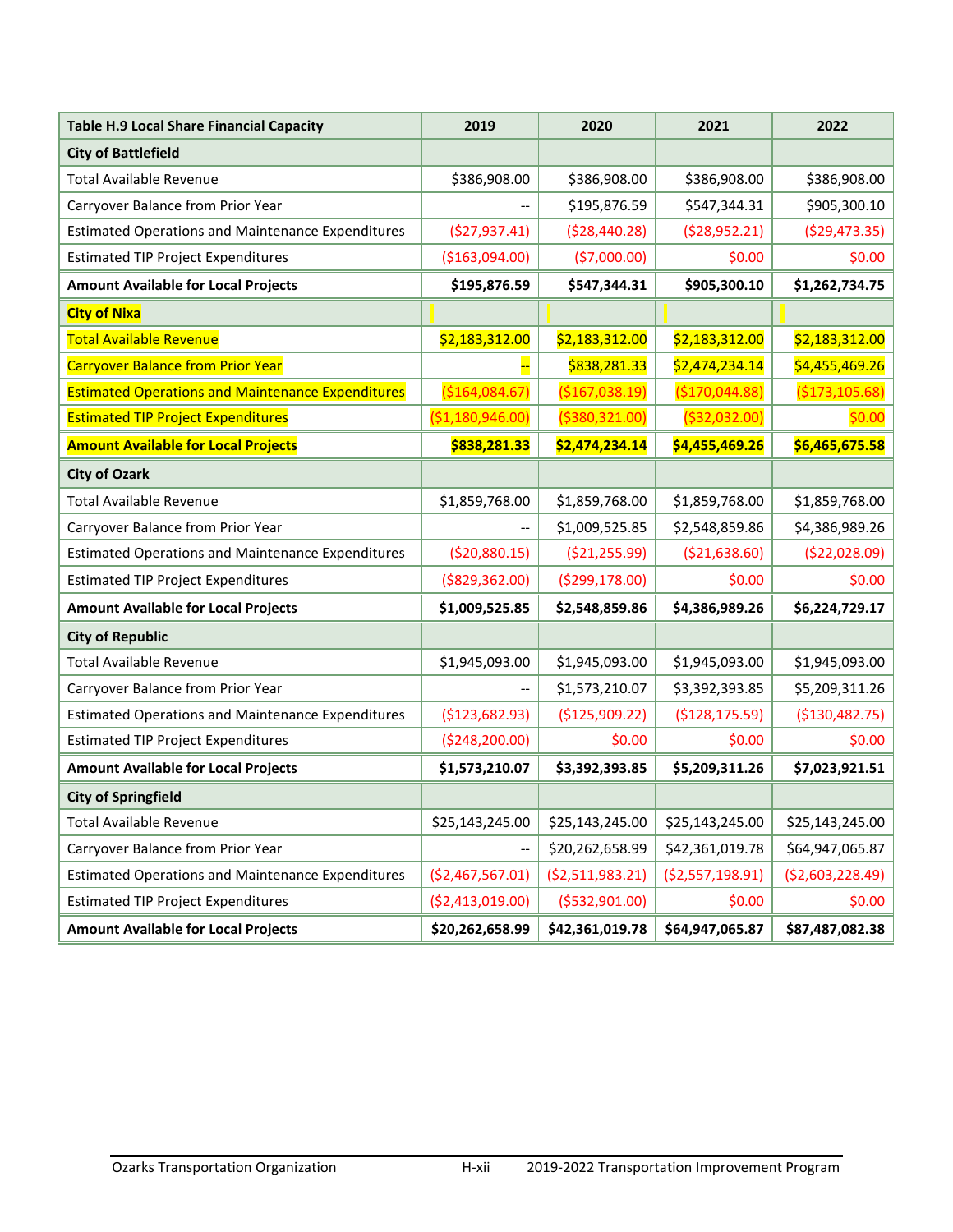| Table H.9 Local Share Financial Capacity | 2019 | 2020 | 2021 | 2022 |
|---|---|---|---|---|
| **City of Battlefield** | | | | |
| Total Available Revenue | $386,908.00 | $386,908.00 | $386,908.00 | $386,908.00 |
| Carryover Balance from Prior Year | -- | $195,876.59 | $547,344.31 | $905,300.10 |
| Estimated Operations and Maintenance Expenditures | ($27,937.41) | ($28,440.28) | ($28,952.21) | ($29,473.35) |
| Estimated TIP Project Expenditures | ($163,094.00) | ($7,000.00) | $0.00 | $0.00 |
| **Amount Available for Local Projects** | **$195,876.59** | **$547,344.31** | **$905,300.10** | **$1,262,734.75** |
| **City of Nixa** | | | | |
| Total Available Revenue | $2,183,312.00 | $2,183,312.00 | $2,183,312.00 | $2,183,312.00 |
| Carryover Balance from Prior Year | -- | $838,281.33 | $2,474,234.14 | $4,455,469.26 |
| Estimated Operations and Maintenance Expenditures | ($164,084.67) | ($167,038.19) | ($170,044.88) | ($173,105.68) |
| Estimated TIP Project Expenditures | ($1,180,946.00) | ($380,321.00) | ($32,032.00) | $0.00 |
| **Amount Available for Local Projects** | **$838,281.33** | **$2,474,234.14** | **$4,455,469.26** | **$6,465,675.58** |
| **City of Ozark** | | | | |
| Total Available Revenue | $1,859,768.00 | $1,859,768.00 | $1,859,768.00 | $1,859,768.00 |
| Carryover Balance from Prior Year | -- | $1,009,525.85 | $2,548,859.86 | $4,386,989.26 |
| Estimated Operations and Maintenance Expenditures | ($20,880.15) | ($21,255.99) | ($21,638.60) | ($22,028.09) |
| Estimated TIP Project Expenditures | ($829,362.00) | ($299,178.00) | $0.00 | $0.00 |
| **Amount Available for Local Projects** | **$1,009,525.85** | **$2,548,859.86** | **$4,386,989.26** | **$6,224,729.17** |
| **City of Republic** | | | | |
| Total Available Revenue | $1,945,093.00 | $1,945,093.00 | $1,945,093.00 | $1,945,093.00 |
| Carryover Balance from Prior Year | -- | $1,573,210.07 | $3,392,393.85 | $5,209,311.26 |
| Estimated Operations and Maintenance Expenditures | ($123,682.93) | ($125,909.22) | ($128,175.59) | ($130,482.75) |
| Estimated TIP Project Expenditures | ($248,200.00) | $0.00 | $0.00 | $0.00 |
| **Amount Available for Local Projects** | **$1,573,210.07** | **$3,392,393.85** | **$5,209,311.26** | **$7,023,921.51** |
| **City of Springfield** | | | | |
| Total Available Revenue | $25,143,245.00 | $25,143,245.00 | $25,143,245.00 | $25,143,245.00 |
| Carryover Balance from Prior Year | -- | $20,262,658.99 | $42,361,019.78 | $64,947,065.87 |
| Estimated Operations and Maintenance Expenditures | ($2,467,567.01) | ($2,511,983.21) | ($2,557,198.91) | ($2,603,228.49) |
| Estimated TIP Project Expenditures | ($2,413,019.00) | ($532,901.00) | $0.00 | $0.00 |
| **Amount Available for Local Projects** | **$20,262,658.99** | **$42,361,019.78** | **$64,947,065.87** | **$87,487,082.38** |